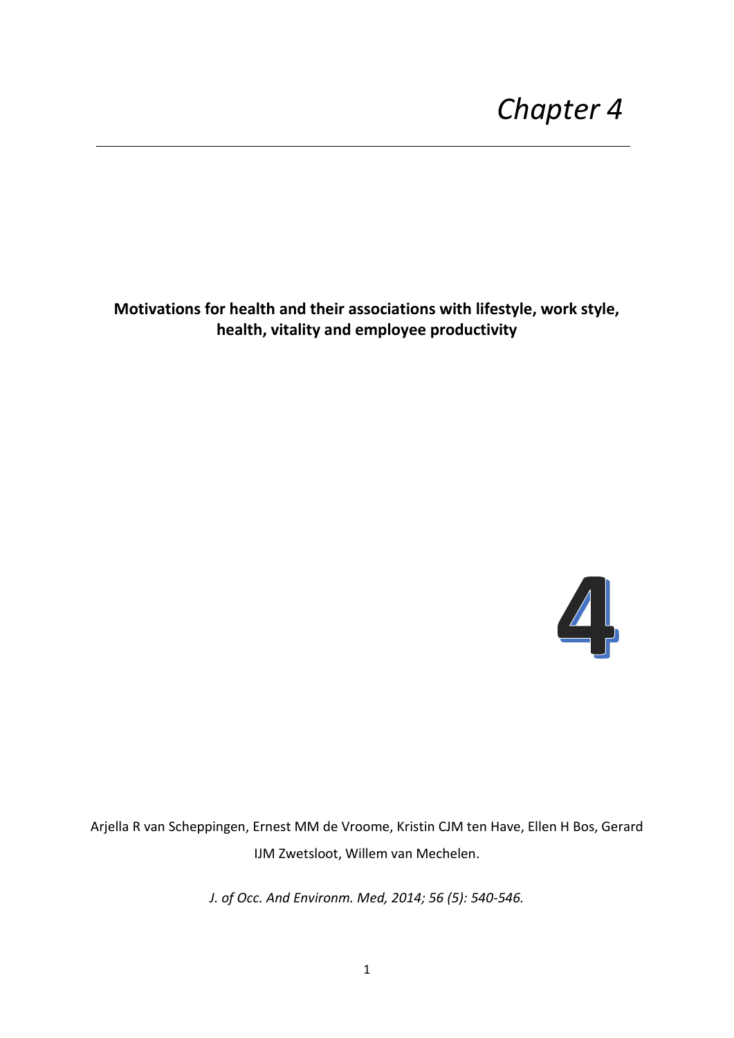# *Chapter 4*

**Motivations for health and their associations with lifestyle, work style, health, vitality and employee productivity**

**4**

Arjella R van Scheppingen, Ernest MM de Vroome, Kristin CJM ten Have, Ellen H Bos, Gerard IJM Zwetsloot, Willem van Mechelen.

*J. of Occ. And Environm. Med, 2014; 56 (5): 540-546.*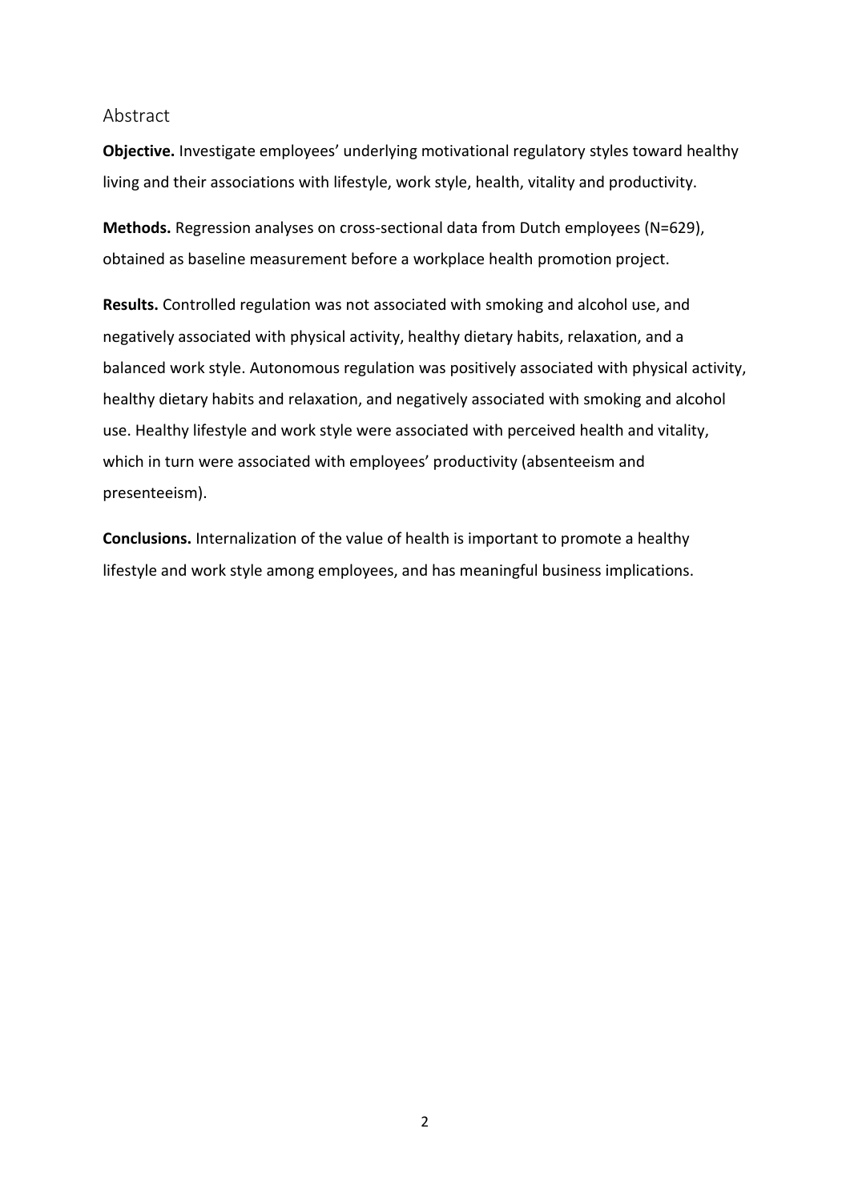## Abstract

**Objective.** Investigate employees' underlying motivational regulatory styles toward healthy living and their associations with lifestyle, work style, health, vitality and productivity.

**Methods.** Regression analyses on cross-sectional data from Dutch employees (N=629), obtained as baseline measurement before a workplace health promotion project.

**Results.** Controlled regulation was not associated with smoking and alcohol use, and negatively associated with physical activity, healthy dietary habits, relaxation, and a balanced work style. Autonomous regulation was positively associated with physical activity, healthy dietary habits and relaxation, and negatively associated with smoking and alcohol use. Healthy lifestyle and work style were associated with perceived health and vitality, which in turn were associated with employees' productivity (absenteeism and presenteeism).

**Conclusions.** Internalization of the value of health is important to promote a healthy lifestyle and work style among employees, and has meaningful business implications.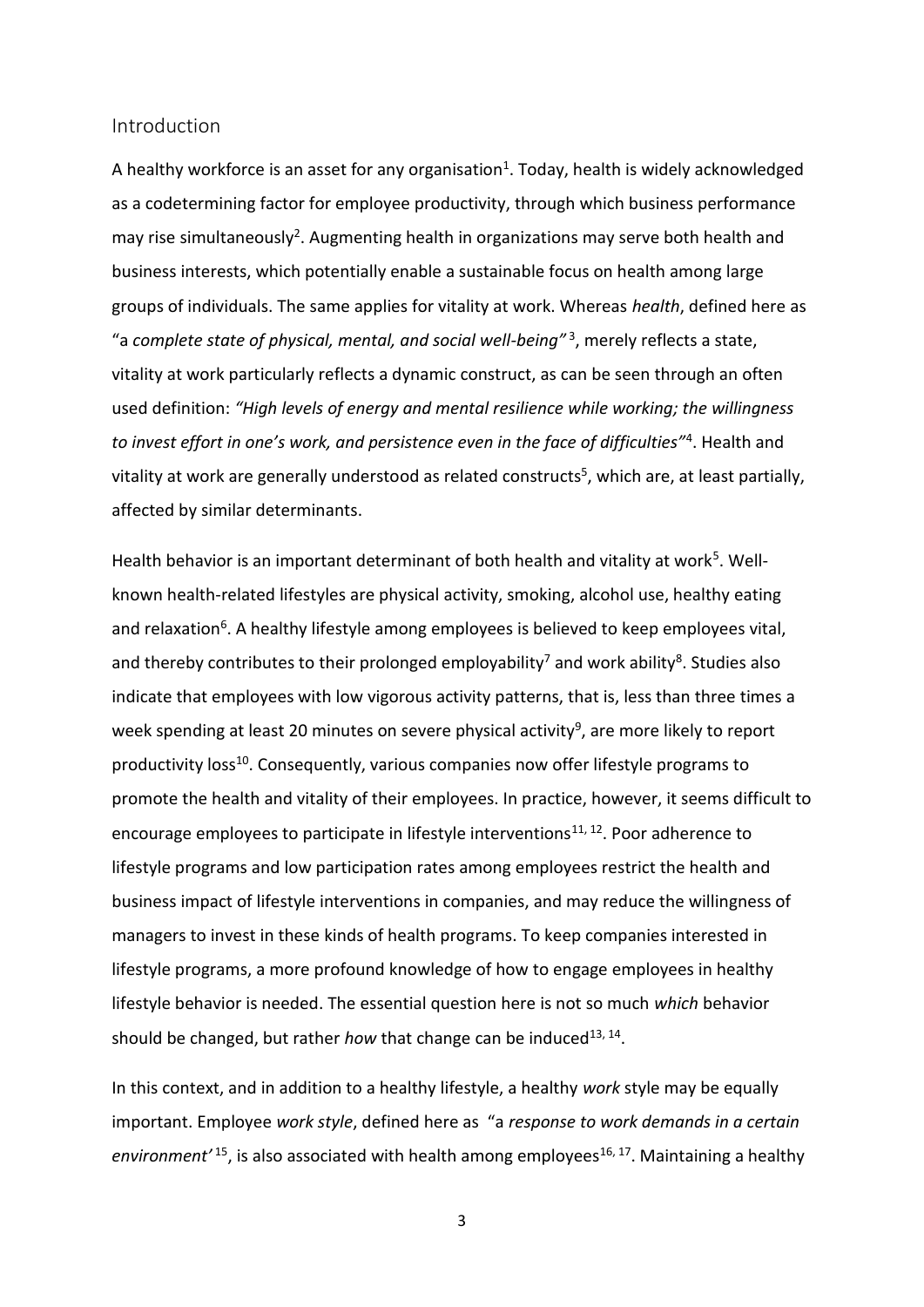## Introduction

A healthy workforce is an asset for any organisation[1]. Today, health is widely acknowledged as a codetermining factor for employee productivity, through which business performance may rise simultaneously[2]. Augmenting health in organizations may serve both health and business interests, which potentially enable a sustainable focus on health among large groups of individuals. The same applies for vitality at work. Whereas *health*, defined here as "a *complete state of physical, mental, and social well-being"* [3], merely reflects a state, vitality at work particularly reflects a dynamic construct, as can be seen through an often used definition: *"High levels of energy and mental resilience while working; the willingness to invest effort in one's work, and persistence even in the face of difficulties"*[4]. Health and vitality at work are generally understood as related constructs[5], which are, at least partially, affected by similar determinants.

Health behavior is an important determinant of both health and vitality at work[5]. Well-known health-related lifestyles are physical activity, smoking, alcohol use, healthy eating and relaxation[6]. A healthy lifestyle among employees is believed to keep employees vital, and thereby contributes to their prolonged employability[7] and work ability[8]. Studies also indicate that employees with low vigorous activity patterns, that is, less than three times a week spending at least 20 minutes on severe physical activity[9], are more likely to report productivity loss[10]. Consequently, various companies now offer lifestyle programs to promote the health and vitality of their employees. In practice, however, it seems difficult to encourage employees to participate in lifestyle interventions[11, 12]. Poor adherence to lifestyle programs and low participation rates among employees restrict the health and business impact of lifestyle interventions in companies, and may reduce the willingness of managers to invest in these kinds of health programs. To keep companies interested in lifestyle programs, a more profound knowledge of how to engage employees in healthy lifestyle behavior is needed. The essential question here is not so much *which* behavior should be changed, but rather *how* that change can be induced[13, 14].

In this context, and in addition to a healthy lifestyle, a healthy *work* style may be equally important. Employee *work style*, defined here as "a *response to work demands in a certain environment'* [15], is also associated with health among employees[16, 17]. Maintaining a healthy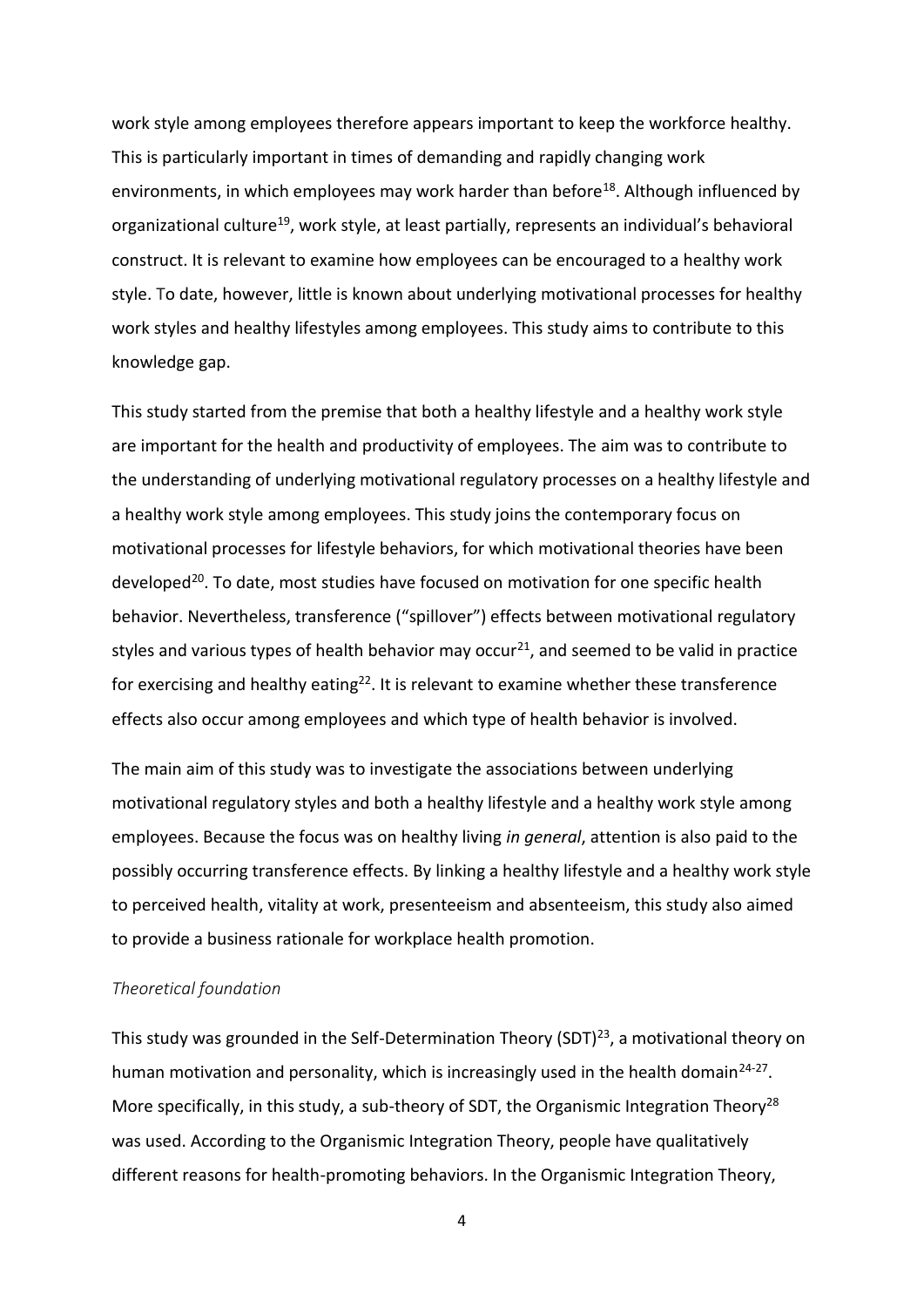work style among employees therefore appears important to keep the workforce healthy. This is particularly important in times of demanding and rapidly changing work environments, in which employees may work harder than before[18]. Although influenced by organizational culture[19], work style, at least partially, represents an individual's behavioral construct. It is relevant to examine how employees can be encouraged to a healthy work style. To date, however, little is known about underlying motivational processes for healthy work styles and healthy lifestyles among employees. This study aims to contribute to this knowledge gap.

This study started from the premise that both a healthy lifestyle and a healthy work style are important for the health and productivity of employees. The aim was to contribute to the understanding of underlying motivational regulatory processes on a healthy lifestyle and a healthy work style among employees. This study joins the contemporary focus on motivational processes for lifestyle behaviors, for which motivational theories have been developed[20]. To date, most studies have focused on motivation for one specific health behavior. Nevertheless, transference ("spillover") effects between motivational regulatory styles and various types of health behavior may occur[21], and seemed to be valid in practice for exercising and healthy eating[22]. It is relevant to examine whether these transference effects also occur among employees and which type of health behavior is involved.

The main aim of this study was to investigate the associations between underlying motivational regulatory styles and both a healthy lifestyle and a healthy work style among employees. Because the focus was on healthy living *in general*, attention is also paid to the possibly occurring transference effects. By linking a healthy lifestyle and a healthy work style to perceived health, vitality at work, presenteeism and absenteeism, this study also aimed to provide a business rationale for workplace health promotion.

*Theoretical foundation*

This study was grounded in the Self-Determination Theory (SDT)[23], a motivational theory on human motivation and personality, which is increasingly used in the health domain[24-27]. More specifically, in this study, a sub-theory of SDT, the Organismic Integration Theory[28] was used. According to the Organismic Integration Theory, people have qualitatively different reasons for health-promoting behaviors. In the Organismic Integration Theory,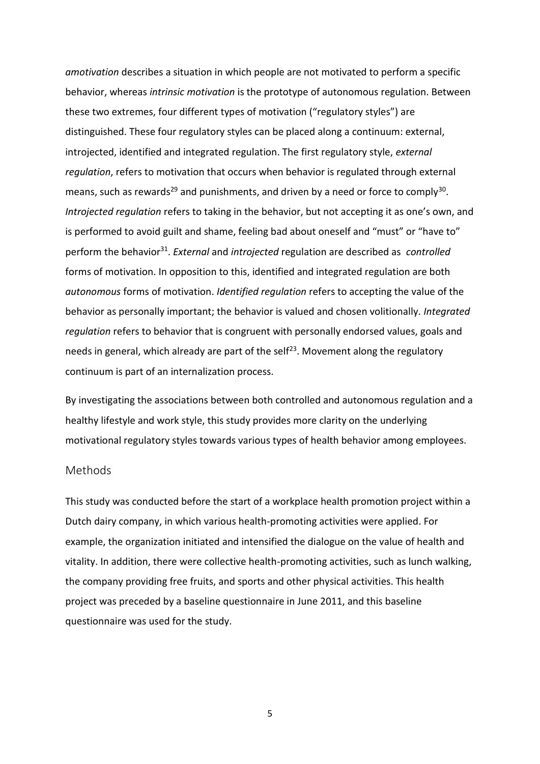*amotivation* describes a situation in which people are not motivated to perform a specific behavior, whereas *intrinsic motivation* is the prototype of autonomous regulation. Between these two extremes, four different types of motivation ("regulatory styles") are distinguished. These four regulatory styles can be placed along a continuum: external, introjected, identified and integrated regulation. The first regulatory style, *external regulation*, refers to motivation that occurs when behavior is regulated through external means, such as rewards[29] and punishments, and driven by a need or force to comply[30]. *Introjected regulation* refers to taking in the behavior, but not accepting it as one's own, and is performed to avoid guilt and shame, feeling bad about oneself and "must" or "have to" perform the behavior[31]. *External* and *introjected* regulation are described as *controlled* forms of motivation. In opposition to this, identified and integrated regulation are both *autonomous* forms of motivation. *Identified regulation* refers to accepting the value of the behavior as personally important; the behavior is valued and chosen volitionally. *Integrated regulation* refers to behavior that is congruent with personally endorsed values, goals and needs in general, which already are part of the self[23]. Movement along the regulatory continuum is part of an internalization process.

By investigating the associations between both controlled and autonomous regulation and a healthy lifestyle and work style, this study provides more clarity on the underlying motivational regulatory styles towards various types of health behavior among employees.

## Methods

This study was conducted before the start of a workplace health promotion project within a Dutch dairy company, in which various health-promoting activities were applied. For example, the organization initiated and intensified the dialogue on the value of health and vitality. In addition, there were collective health-promoting activities, such as lunch walking, the company providing free fruits, and sports and other physical activities. This health project was preceded by a baseline questionnaire in June 2011, and this baseline questionnaire was used for the study.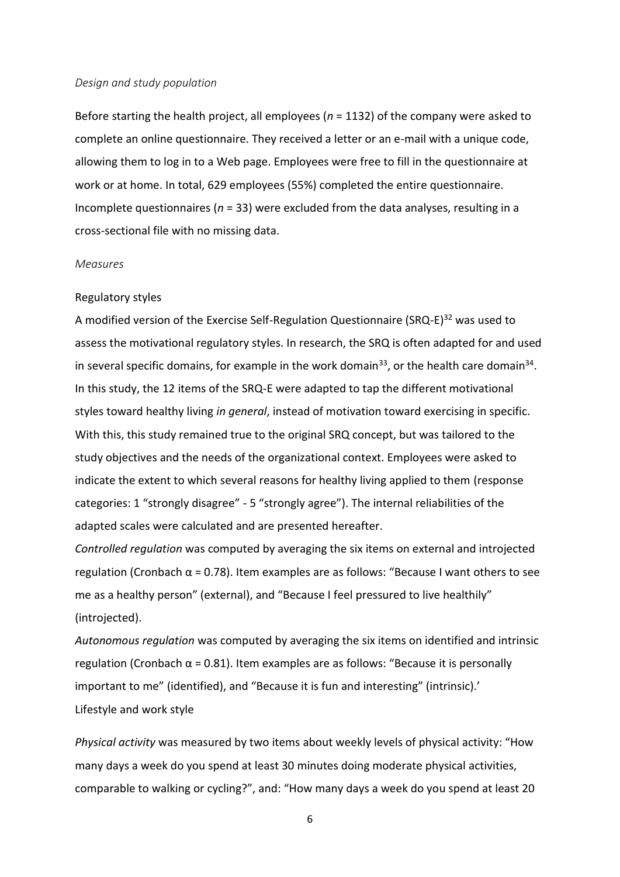*Design and study population*

Before starting the health project, all employees (*n* = 1132) of the company were asked to complete an online questionnaire. They received a letter or an e-mail with a unique code, allowing them to log in to a Web page. Employees were free to fill in the questionnaire at work or at home. In total, 629 employees (55%) completed the entire questionnaire. Incomplete questionnaires (*n* = 33) were excluded from the data analyses, resulting in a cross-sectional file with no missing data.

*Measures*

Regulatory styles

A modified version of the Exercise Self-Regulation Questionnaire (SRQ-E)[32] was used to assess the motivational regulatory styles. In research, the SRQ is often adapted for and used in several specific domains, for example in the work domain[33], or the health care domain[34]. In this study, the 12 items of the SRQ-E were adapted to tap the different motivational styles toward healthy living *in general*, instead of motivation toward exercising in specific. With this, this study remained true to the original SRQ concept, but was tailored to the study objectives and the needs of the organizational context. Employees were asked to indicate the extent to which several reasons for healthy living applied to them (response categories: 1 "strongly disagree" - 5 "strongly agree"). The internal reliabilities of the adapted scales were calculated and are presented hereafter.

*Controlled regulation* was computed by averaging the six items on external and introjected regulation (Cronbach $\alpha = 0.78$). Item examples are as follows: "Because I want others to see me as a healthy person" (external), and "Because I feel pressured to live healthily" (introjected).

*Autonomous regulation* was computed by averaging the six items on identified and intrinsic regulation (Cronbach $\alpha = 0.81$). Item examples are as follows: "Because it is personally important to me" (identified), and "Because it is fun and interesting" (intrinsic).'

Lifestyle and work style

*Physical activity* was measured by two items about weekly levels of physical activity: "How many days a week do you spend at least 30 minutes doing moderate physical activities, comparable to walking or cycling?", and: "How many days a week do you spend at least 20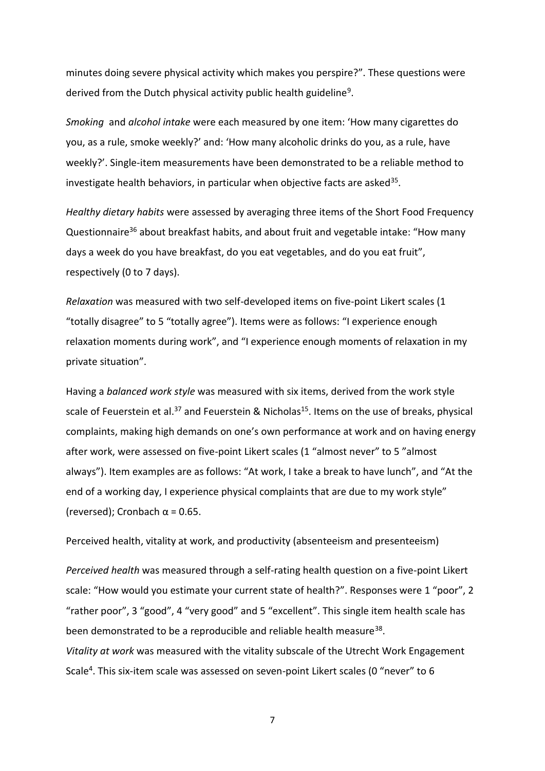minutes doing severe physical activity which makes you perspire?". These questions were derived from the Dutch physical activity public health guideline[9].

*Smoking* and *alcohol intake* were each measured by one item: 'How many cigarettes do you, as a rule, smoke weekly?' and: 'How many alcoholic drinks do you, as a rule, have weekly?'. Single-item measurements have been demonstrated to be a reliable method to investigate health behaviors, in particular when objective facts are asked[35].

*Healthy dietary habits* were assessed by averaging three items of the Short Food Frequency Questionnaire[36] about breakfast habits, and about fruit and vegetable intake: "How many days a week do you have breakfast, do you eat vegetables, and do you eat fruit", respectively (0 to 7 days).

*Relaxation* was measured with two self-developed items on five-point Likert scales (1 "totally disagree" to 5 "totally agree"). Items were as follows: "I experience enough relaxation moments during work", and "I experience enough moments of relaxation in my private situation".

Having a *balanced work style* was measured with six items, derived from the work style scale of Feuerstein et al.[37] and Feuerstein & Nicholas[15]. Items on the use of breaks, physical complaints, making high demands on one's own performance at work and on having energy after work, were assessed on five-point Likert scales (1 "almost never" to 5 "almost always"). Item examples are as follows: "At work, I take a break to have lunch", and "At the end of a working day, I experience physical complaints that are due to my work style" (reversed); Cronbach $\alpha = 0.65$.

Perceived health, vitality at work, and productivity (absenteeism and presenteeism)

*Perceived health* was measured through a self-rating health question on a five-point Likert scale: "How would you estimate your current state of health?". Responses were 1 "poor", 2 "rather poor", 3 "good", 4 "very good" and 5 "excellent". This single item health scale has been demonstrated to be a reproducible and reliable health measure[38].

*Vitality at work* was measured with the vitality subscale of the Utrecht Work Engagement Scale[4]. This six-item scale was assessed on seven-point Likert scales (0 "never" to 6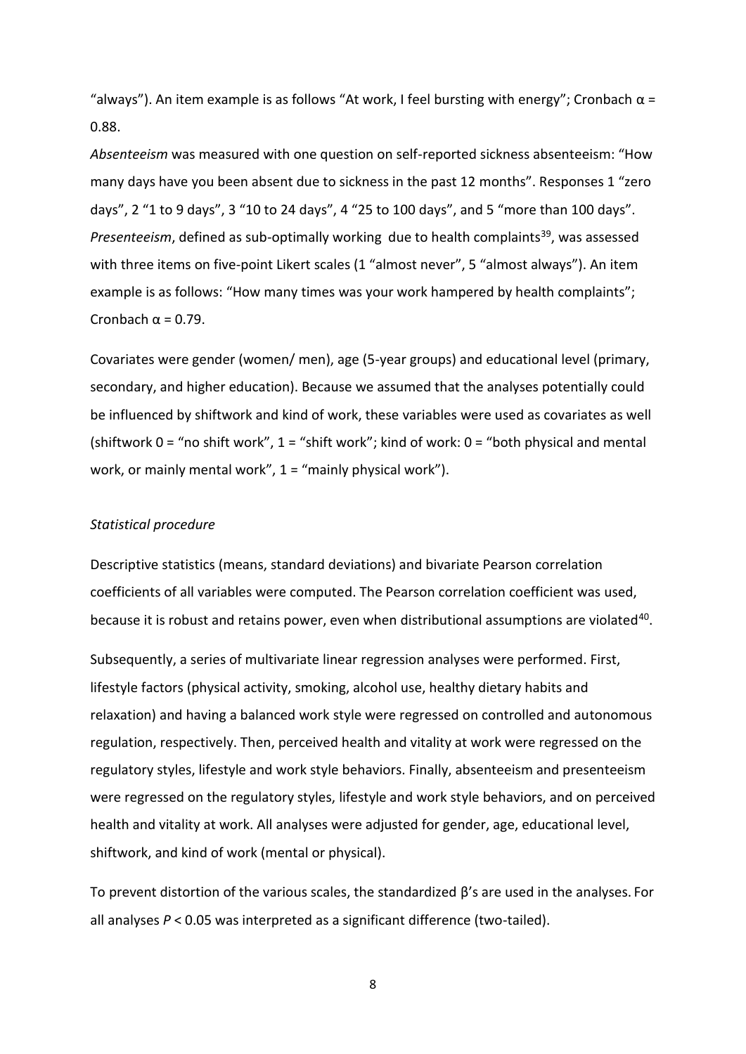"always"). An item example is as follows "At work, I feel bursting with energy"; Cronbach $\alpha$ = 0.88.

*Absenteeism* was measured with one question on self-reported sickness absenteeism: "How many days have you been absent due to sickness in the past 12 months". Responses 1 "zero days", 2 "1 to 9 days", 3 "10 to 24 days", 4 "25 to 100 days", and 5 "more than 100 days". *Presenteeism*, defined as sub-optimally working due to health complaints[39], was assessed with three items on five-point Likert scales (1 "almost never", 5 "almost always"). An item example is as follows: "How many times was your work hampered by health complaints"; Cronbach $\alpha$ = 0.79.

Covariates were gender (women/ men), age (5-year groups) and educational level (primary, secondary, and higher education). Because we assumed that the analyses potentially could be influenced by shiftwork and kind of work, these variables were used as covariates as well (shiftwork 0 = "no shift work", 1 = "shift work"; kind of work: 0 = "both physical and mental work, or mainly mental work", 1 = "mainly physical work").

*Statistical procedure*

Descriptive statistics (means, standard deviations) and bivariate Pearson correlation coefficients of all variables were computed. The Pearson correlation coefficient was used, because it is robust and retains power, even when distributional assumptions are violated[40].

Subsequently, a series of multivariate linear regression analyses were performed. First, lifestyle factors (physical activity, smoking, alcohol use, healthy dietary habits and relaxation) and having a balanced work style were regressed on controlled and autonomous regulation, respectively. Then, perceived health and vitality at work were regressed on the regulatory styles, lifestyle and work style behaviors. Finally, absenteeism and presenteeism were regressed on the regulatory styles, lifestyle and work style behaviors, and on perceived health and vitality at work. All analyses were adjusted for gender, age, educational level, shiftwork, and kind of work (mental or physical).

To prevent distortion of the various scales, the standardized $\beta$'s are used in the analyses. For all analyses $P < 0.05$ was interpreted as a significant difference (two-tailed).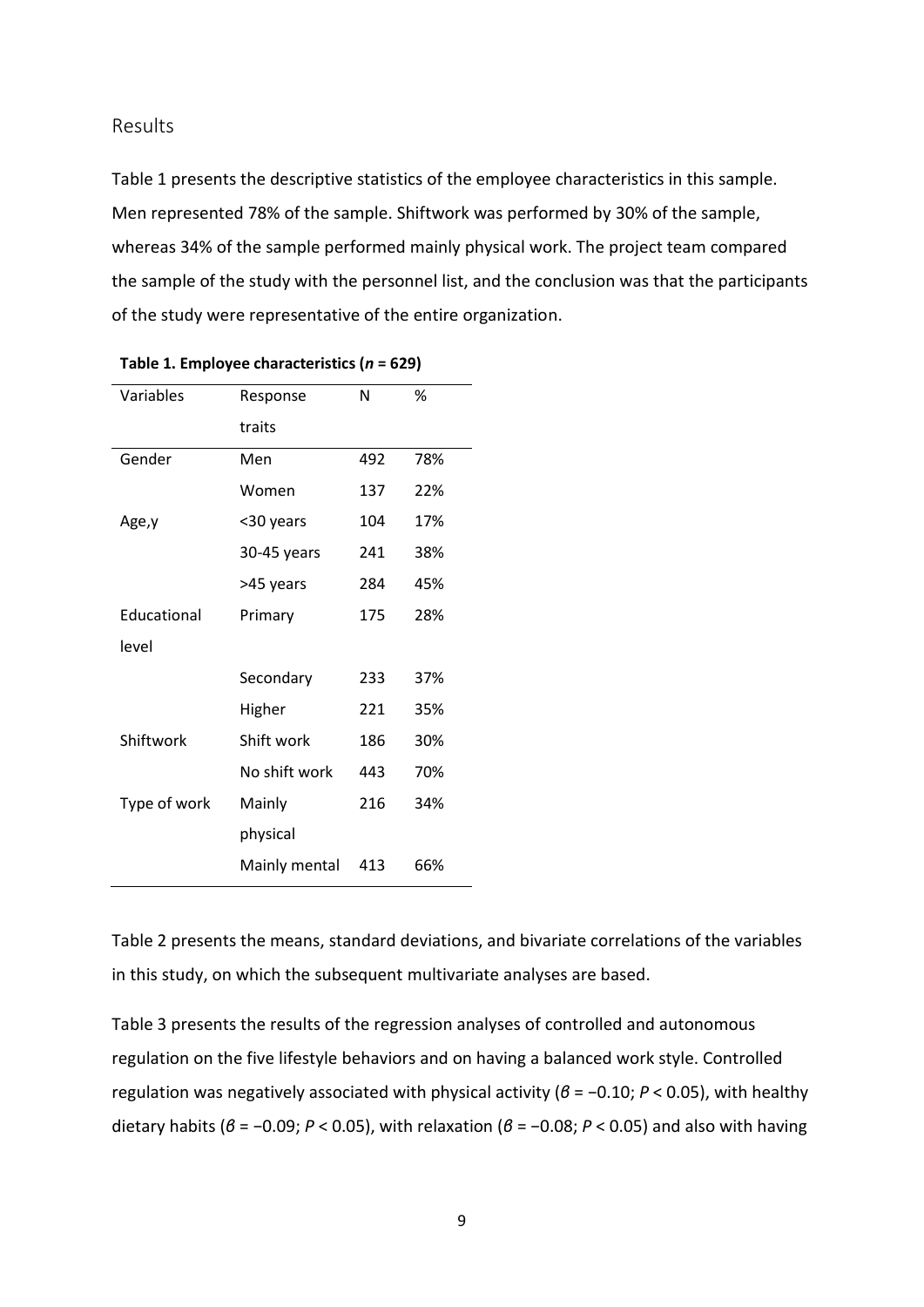## Results

Table 1 presents the descriptive statistics of the employee characteristics in this sample. Men represented 78% of the sample. Shiftwork was performed by 30% of the sample, whereas 34% of the sample performed mainly physical work. The project team compared the sample of the study with the personnel list, and the conclusion was that the participants of the study were representative of the entire organization.

**Table 1. Employee characteristics (*n* = 629)**

| Variables | Response traits | N | % |
|---|---|---|---|
| Gender | Men | 492 | 78% |
| | Women | 137 | 22% |
| Age,y | <30 years | 104 | 17% |
| | 30-45 years | 241 | 38% |
| | >45 years | 284 | 45% |
| Educational level | Primary | 175 | 28% |
| | Secondary | 233 | 37% |
| | Higher | 221 | 35% |
| Shiftwork | Shift work | 186 | 30% |
| | No shift work | 443 | 70% |
| Type of work | Mainly physical | 216 | 34% |
| | Mainly mental | 413 | 66% |

Table 2 presents the means, standard deviations, and bivariate correlations of the variables in this study, on which the subsequent multivariate analyses are based.

Table 3 presents the results of the regression analyses of controlled and autonomous regulation on the five lifestyle behaviors and on having a balanced work style. Controlled regulation was negatively associated with physical activity ($\beta = -0.10$; $P < 0.05$), with healthy dietary habits ($\beta = -0.09$; $P < 0.05$), with relaxation ($\beta = -0.08$; $P < 0.05$) and also with having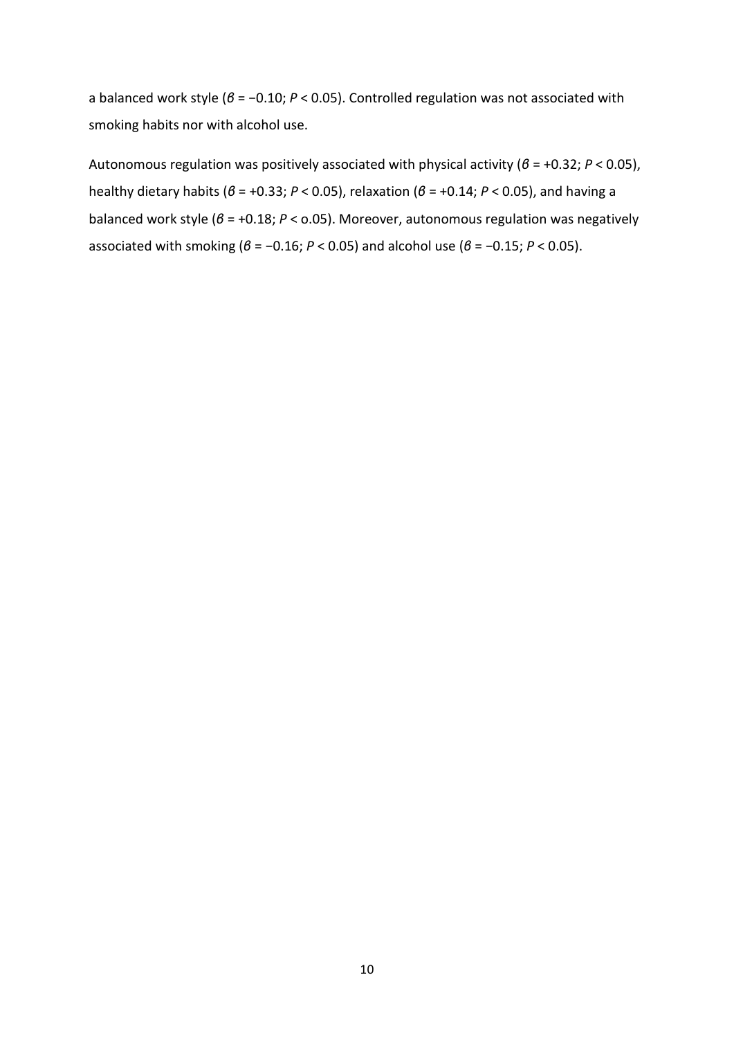a balanced work style ($\beta = -0.10$; $P < 0.05$). Controlled regulation was not associated with smoking habits nor with alcohol use.

Autonomous regulation was positively associated with physical activity ($\beta = +0.32$; $P < 0.05$), healthy dietary habits ($\beta = +0.33$; $P < 0.05$), relaxation ($\beta = +0.14$; $P < 0.05$), and having a balanced work style ($\beta = +0.18$; $P <$ o.05). Moreover, autonomous regulation was negatively associated with smoking ($\beta = -0.16$; $P < 0.05$) and alcohol use ($\beta = -0.15$; $P < 0.05$).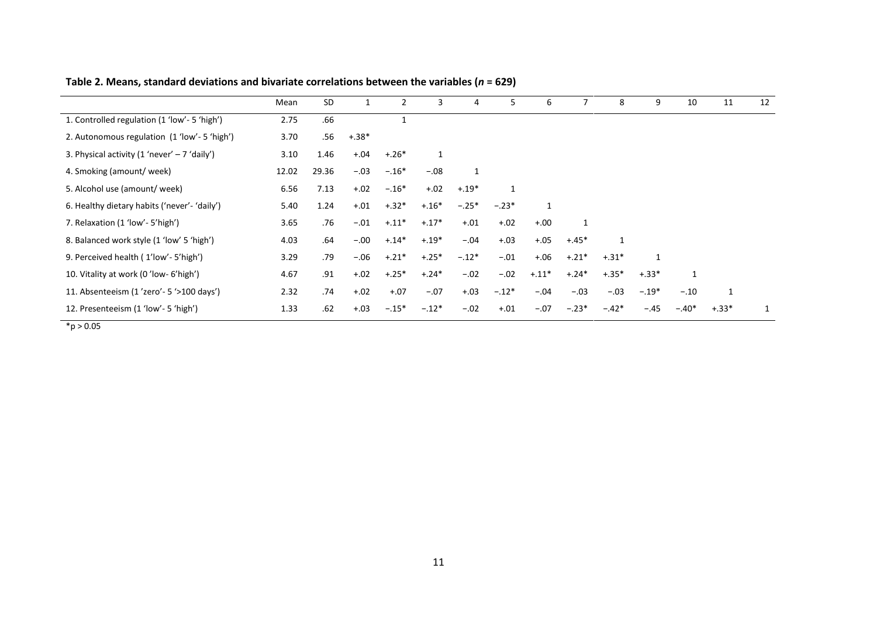**Table 2. Means, standard deviations and bivariate correlations between the variables (*n* = 629)**

| | Mean | SD | 1 | 2 | 3 | 4 | 5 | 6 | 7 | 8 | 9 | 10 | 11 | 12 |
|---|---|---|---|---|---|---|---|---|---|---|---|---|---|---|
| 1. Controlled regulation (1 'low'- 5 'high') | 2.75 | .66 | | 1 | | | | | | | | | | |
| 2. Autonomous regulation (1 'low'- 5 'high') | 3.70 | .56 | +.38* | | | | | | | | | | | |
| 3. Physical activity (1 'never' – 7 'daily') | 3.10 | 1.46 | +.04 | +.26* | 1 | | | | | | | | | |
| 4. Smoking (amount/ week) | 12.02 | 29.36 | −.03 | −.16* | −.08 | 1 | | | | | | | | |
| 5. Alcohol use (amount/ week) | 6.56 | 7.13 | +.02 | −.16* | +.02 | +.19* | 1 | | | | | | | |
| 6. Healthy dietary habits ('never'- 'daily') | 5.40 | 1.24 | +.01 | +.32* | +.16* | −.25* | −.23* | 1 | | | | | | |
| 7. Relaxation (1 'low'- 5'high') | 3.65 | .76 | −.01 | +.11* | +.17* | +.01 | +.02 | +.00 | 1 | | | | | |
| 8. Balanced work style (1 'low' 5 'high') | 4.03 | .64 | −.00 | +.14* | +.19* | −.04 | +.03 | +.05 | +.45* | 1 | | | | |
| 9. Perceived health ( 1'low'- 5'high') | 3.29 | .79 | −.06 | +.21* | +.25* | −.12* | −.01 | +.06 | +.21* | +.31* | 1 | | | |
| 10. Vitality at work (0 'low- 6'high') | 4.67 | .91 | +.02 | +.25* | +.24* | −.02 | −.02 | +.11* | +.24* | +.35* | +.33* | 1 | | |
| 11. Absenteeism (1 'zero'- 5 '>100 days') | 2.32 | .74 | +.02 | +.07 | −.07 | +.03 | −.12* | −.04 | −.03 | −.03 | −.19* | −.10 | 1 | |
| 12. Presenteeism (1 'low'- 5 'high') | 1.33 | .62 | +.03 | −.15* | −.12* | −.02 | +.01 | −.07 | −.23* | −.42* | −.45 | −.40* | +.33* | 1 |

*$p > 0.05$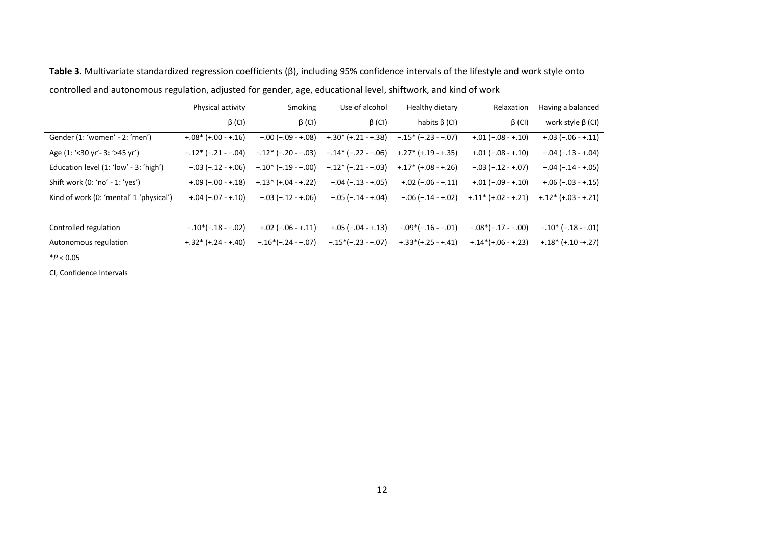**Table 3.** Multivariate standardized regression coefficients (β), including 95% confidence intervals of the lifestyle and work style onto controlled and autonomous regulation, adjusted for gender, age, educational level, shiftwork, and kind of work

| | Physical activity β (CI) | Smoking β (CI) | Use of alcohol β (CI) | Healthy dietary habits β (CI) | Relaxation β (CI) | Having a balanced work style β (CI) |
|---|---|---|---|---|---|---|
| Gender (1: 'women' - 2: 'men') | +.08* (+.00 - +.16) | −.00 (−.09 - +.08) | +.30* (+.21 - +.38) | −.15* (−.23 - −.07) | +.01 (−.08 - +.10) | +.03 (−.06 - +.11) |
| Age (1: '<30 yr'- 3: '>45 yr') | −.12* (−.21 - −.04) | −.12* (−.20 - −.03) | −.14* (−.22 - −.06) | +.27* (+.19 - +.35) | +.01 (−.08 - +.10) | −.04 (−.13 - +.04) |
| Education level (1: 'low' - 3: 'high') | −.03 (−.12 - +.06) | −.10* (−.19 - −.00) | −.12* (−.21 - −.03) | +.17* (+.08 - +.26) | −.03 (−.12 - +.07) | −.04 (−.14 - +.05) |
| Shift work (0: 'no' - 1: 'yes') | +.09 (−.00 - +.18) | +.13* (+.04 - +.22) | −.04 (−.13 - +.05) | +.02 (−.06 - +.11) | +.01 (−.09 - +.10) | +.06 (−.03 - +.15) |
| Kind of work (0: 'mental' 1 'physical') | +.04 (−.07 - +.10) | −.03 (−.12 - +.06) | −.05 (−.14 - +.04) | −.06 (−.14 - +.02) | +.11* (+.02 - +.21) | +.12* (+.03 - +.21) |
| | | | | | | |
| Controlled regulation | −.10*(−.18 - −.02) | +.02 (−.06 - +.11) | +.05 (−.04 - +.13) | −.09*(−.16 - −.01) | −.08*(−.17 - −.00) | −.10* (−.18 -−.01) |
| Autonomous regulation | +.32* (+.24 - +.40) | −.16*(−.24 - −.07) | −.15*(−.23 - −.07) | +.33*(+.25 - +.41) | +.14*(+.06 - +.23) | +.18* (+.10 -+.27) |

*$P < 0.05$

CI, Confidence Intervals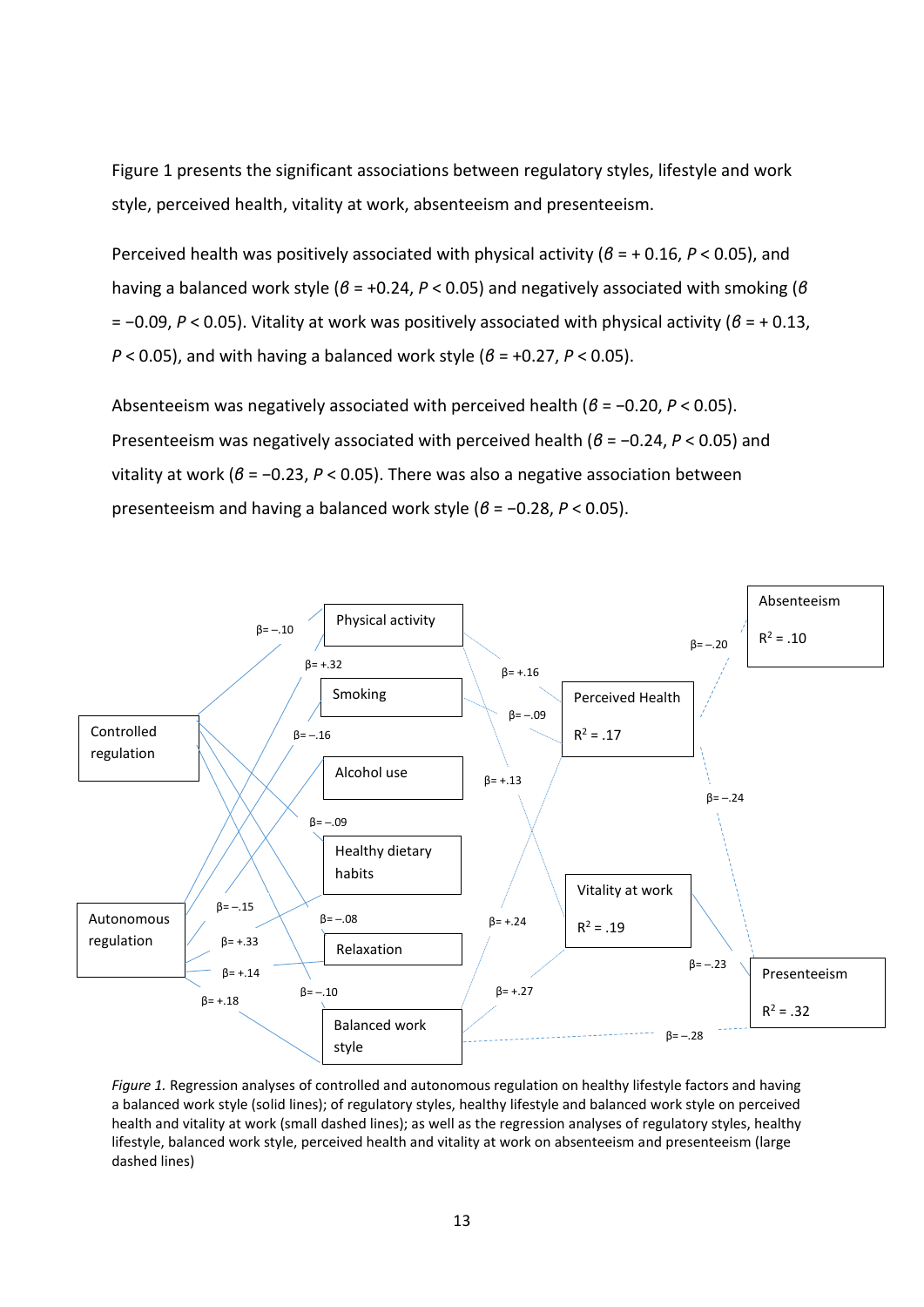Figure 1 presents the significant associations between regulatory styles, lifestyle and work style, perceived health, vitality at work, absenteeism and presenteeism.

Perceived health was positively associated with physical activity (*β* = + 0.16, *P* < 0.05), and having a balanced work style (*β* = +0.24, *P* < 0.05) and negatively associated with smoking (*β* = −0.09, *P* < 0.05). Vitality at work was positively associated with physical activity (*β* = + 0.13, *P* < 0.05), and with having a balanced work style (*β* = +0.27, *P* < 0.05).

Absenteeism was negatively associated with perceived health (*β* = −0.20, *P* < 0.05). Presenteeism was negatively associated with perceived health (*β* = −0.24, *P* < 0.05) and vitality at work (*β* = −0.23, *P* < 0.05). There was also a negative association between presenteeism and having a balanced work style (*β* = −0.28, *P* < 0.05).

*Figure 1.* Regression analyses of controlled and autonomous regulation on healthy lifestyle factors and having a balanced work style (solid lines); of regulatory styles, healthy lifestyle and balanced work style on perceived health and vitality at work (small dashed lines); as well as the regression analyses of regulatory styles, healthy lifestyle, balanced work style, perceived health and vitality at work on absenteeism and presenteeism (large dashed lines)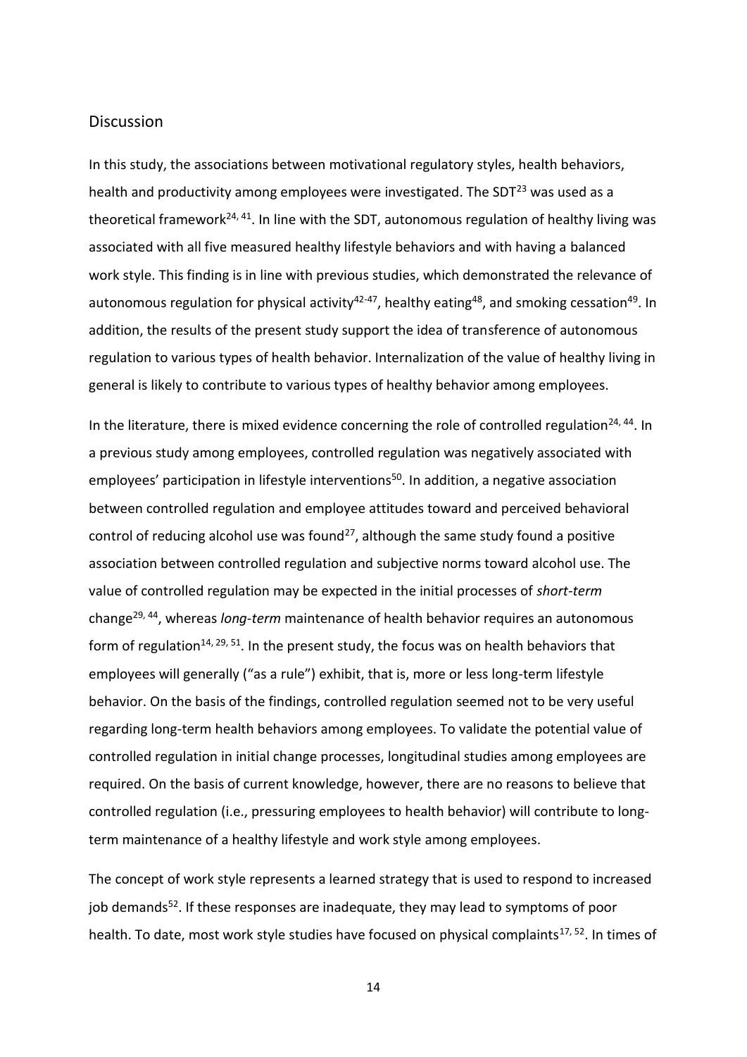## Discussion

In this study, the associations between motivational regulatory styles, health behaviors, health and productivity among employees were investigated. The SDT[23] was used as a theoretical framework[24, 41]. In line with the SDT, autonomous regulation of healthy living was associated with all five measured healthy lifestyle behaviors and with having a balanced work style. This finding is in line with previous studies, which demonstrated the relevance of autonomous regulation for physical activity[42-47], healthy eating[48], and smoking cessation[49]. In addition, the results of the present study support the idea of transference of autonomous regulation to various types of health behavior. Internalization of the value of healthy living in general is likely to contribute to various types of healthy behavior among employees.

In the literature, there is mixed evidence concerning the role of controlled regulation[24, 44]. In a previous study among employees, controlled regulation was negatively associated with employees' participation in lifestyle interventions[50]. In addition, a negative association between controlled regulation and employee attitudes toward and perceived behavioral control of reducing alcohol use was found[27], although the same study found a positive association between controlled regulation and subjective norms toward alcohol use. The value of controlled regulation may be expected in the initial processes of *short-term* change[29, 44], whereas *long-term* maintenance of health behavior requires an autonomous form of regulation[14, 29, 51]. In the present study, the focus was on health behaviors that employees will generally ("as a rule") exhibit, that is, more or less long-term lifestyle behavior. On the basis of the findings, controlled regulation seemed not to be very useful regarding long-term health behaviors among employees. To validate the potential value of controlled regulation in initial change processes, longitudinal studies among employees are required. On the basis of current knowledge, however, there are no reasons to believe that controlled regulation (i.e., pressuring employees to health behavior) will contribute to long-term maintenance of a healthy lifestyle and work style among employees.

The concept of work style represents a learned strategy that is used to respond to increased job demands[52]. If these responses are inadequate, they may lead to symptoms of poor health. To date, most work style studies have focused on physical complaints[17, 52]. In times of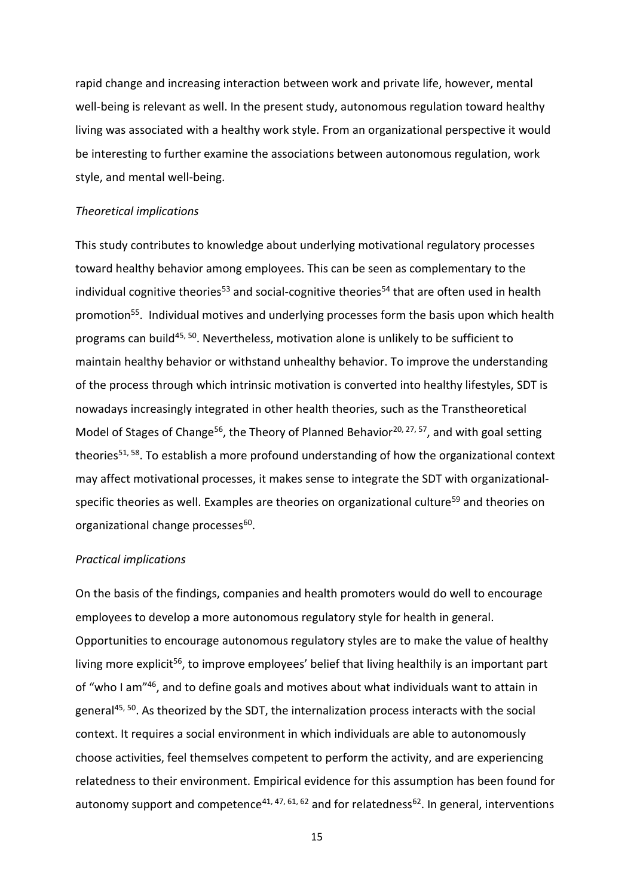rapid change and increasing interaction between work and private life, however, mental well-being is relevant as well. In the present study, autonomous regulation toward healthy living was associated with a healthy work style. From an organizational perspective it would be interesting to further examine the associations between autonomous regulation, work style, and mental well-being.

*Theoretical implications*

This study contributes to knowledge about underlying motivational regulatory processes toward healthy behavior among employees. This can be seen as complementary to the individual cognitive theories[53] and social-cognitive theories[54] that are often used in health promotion[55]. Individual motives and underlying processes form the basis upon which health programs can build[45, 50]. Nevertheless, motivation alone is unlikely to be sufficient to maintain healthy behavior or withstand unhealthy behavior. To improve the understanding of the process through which intrinsic motivation is converted into healthy lifestyles, SDT is nowadays increasingly integrated in other health theories, such as the Transtheoretical Model of Stages of Change[56], the Theory of Planned Behavior[20, 27, 57], and with goal setting theories[51, 58]. To establish a more profound understanding of how the organizational context may affect motivational processes, it makes sense to integrate the SDT with organizational-specific theories as well. Examples are theories on organizational culture[59] and theories on organizational change processes[60].

*Practical implications*

On the basis of the findings, companies and health promoters would do well to encourage employees to develop a more autonomous regulatory style for health in general. Opportunities to encourage autonomous regulatory styles are to make the value of healthy living more explicit[56], to improve employees' belief that living healthily is an important part of "who I am"[46], and to define goals and motives about what individuals want to attain in general[45, 50]. As theorized by the SDT, the internalization process interacts with the social context. It requires a social environment in which individuals are able to autonomously choose activities, feel themselves competent to perform the activity, and are experiencing relatedness to their environment. Empirical evidence for this assumption has been found for autonomy support and competence[41, 47, 61, 62] and for relatedness[62]. In general, interventions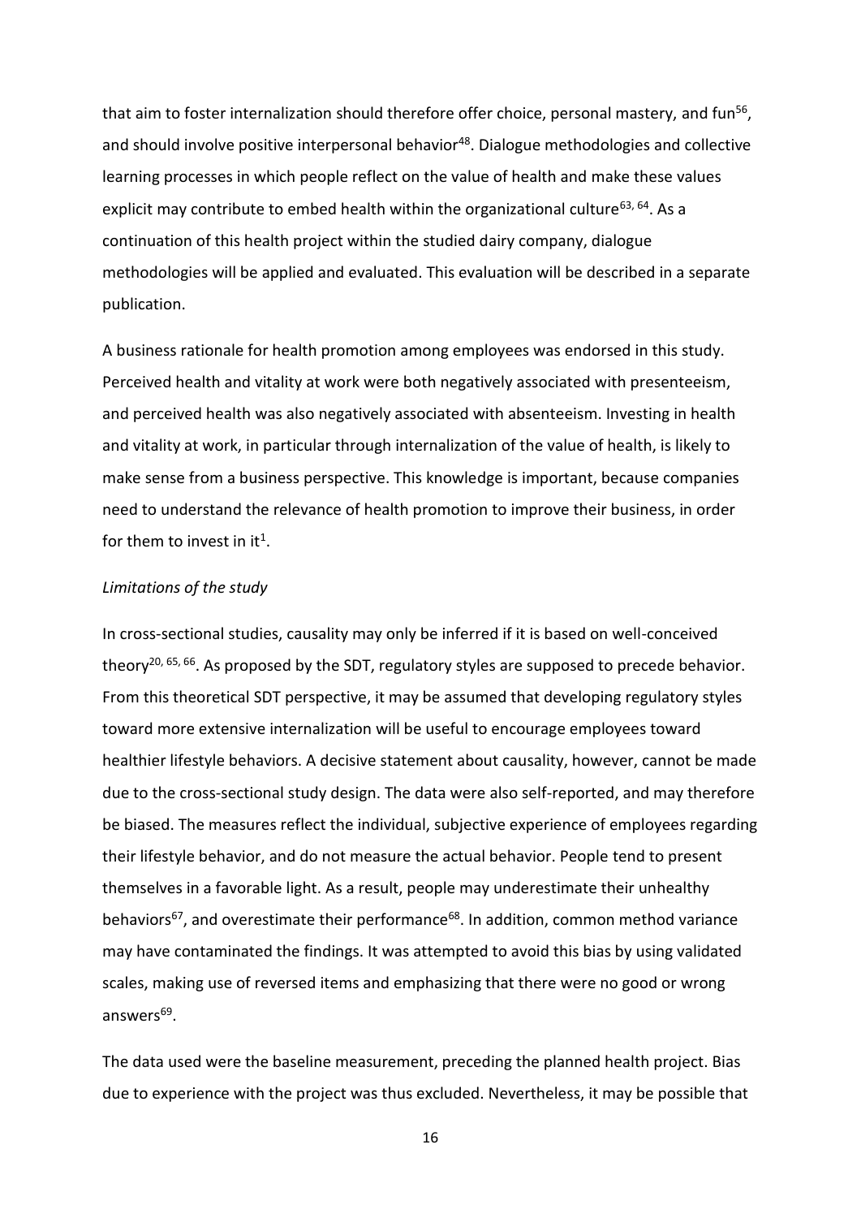that aim to foster internalization should therefore offer choice, personal mastery, and fun[56], and should involve positive interpersonal behavior[48]. Dialogue methodologies and collective learning processes in which people reflect on the value of health and make these values explicit may contribute to embed health within the organizational culture[63, 64]. As a continuation of this health project within the studied dairy company, dialogue methodologies will be applied and evaluated. This evaluation will be described in a separate publication.

A business rationale for health promotion among employees was endorsed in this study. Perceived health and vitality at work were both negatively associated with presenteeism, and perceived health was also negatively associated with absenteeism. Investing in health and vitality at work, in particular through internalization of the value of health, is likely to make sense from a business perspective. This knowledge is important, because companies need to understand the relevance of health promotion to improve their business, in order for them to invest in it[1].

*Limitations of the study*

In cross-sectional studies, causality may only be inferred if it is based on well-conceived theory[20, 65, 66]. As proposed by the SDT, regulatory styles are supposed to precede behavior. From this theoretical SDT perspective, it may be assumed that developing regulatory styles toward more extensive internalization will be useful to encourage employees toward healthier lifestyle behaviors. A decisive statement about causality, however, cannot be made due to the cross-sectional study design. The data were also self-reported, and may therefore be biased. The measures reflect the individual, subjective experience of employees regarding their lifestyle behavior, and do not measure the actual behavior. People tend to present themselves in a favorable light. As a result, people may underestimate their unhealthy behaviors[67], and overestimate their performance[68]. In addition, common method variance may have contaminated the findings. It was attempted to avoid this bias by using validated scales, making use of reversed items and emphasizing that there were no good or wrong answers[69].

The data used were the baseline measurement, preceding the planned health project. Bias due to experience with the project was thus excluded. Nevertheless, it may be possible that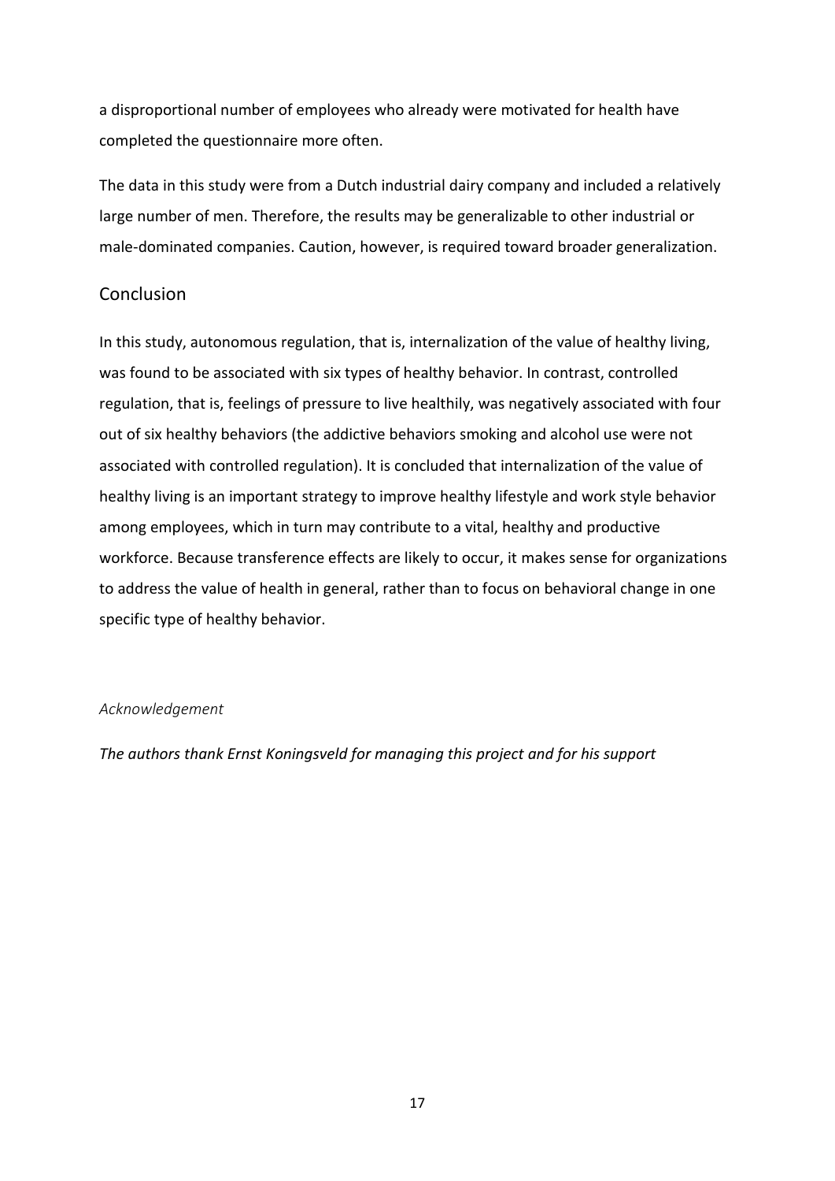a disproportional number of employees who already were motivated for health have completed the questionnaire more often.

The data in this study were from a Dutch industrial dairy company and included a relatively large number of men. Therefore, the results may be generalizable to other industrial or male-dominated companies. Caution, however, is required toward broader generalization.

## Conclusion

In this study, autonomous regulation, that is, internalization of the value of healthy living, was found to be associated with six types of healthy behavior. In contrast, controlled regulation, that is, feelings of pressure to live healthily, was negatively associated with four out of six healthy behaviors (the addictive behaviors smoking and alcohol use were not associated with controlled regulation). It is concluded that internalization of the value of healthy living is an important strategy to improve healthy lifestyle and work style behavior among employees, which in turn may contribute to a vital, healthy and productive workforce. Because transference effects are likely to occur, it makes sense for organizations to address the value of health in general, rather than to focus on behavioral change in one specific type of healthy behavior.

*Acknowledgement*

*The authors thank Ernst Koningsveld for managing this project and for his support*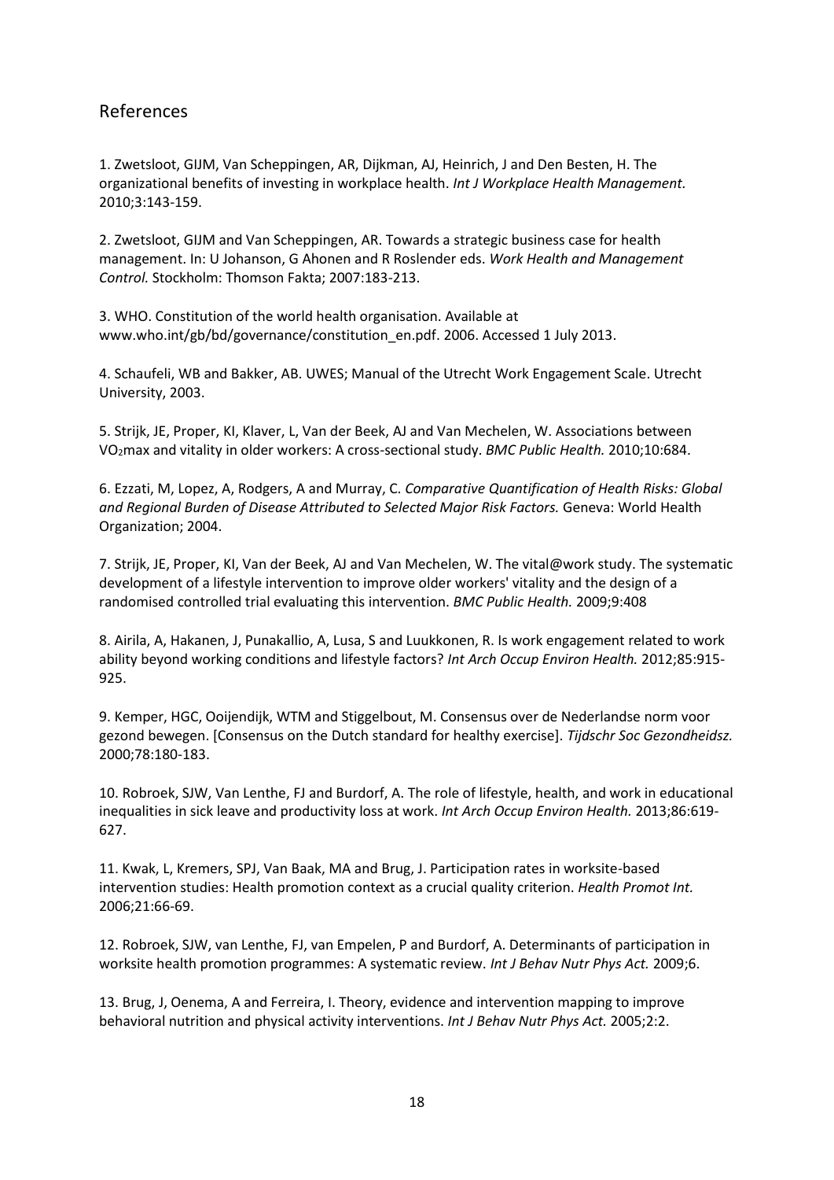## References

1. Zwetsloot, GIJM, Van Scheppingen, AR, Dijkman, AJ, Heinrich, J and Den Besten, H. The organizational benefits of investing in workplace health. *Int J Workplace Health Management.* 2010;3:143-159.

2. Zwetsloot, GIJM and Van Scheppingen, AR. Towards a strategic business case for health management. In: U Johanson, G Ahonen and R Roslender eds. *Work Health and Management Control.* Stockholm: Thomson Fakta; 2007:183-213.

3. WHO. Constitution of the world health organisation. Available at www.who.int/gb/bd/governance/constitution_en.pdf. 2006. Accessed 1 July 2013.

4. Schaufeli, WB and Bakker, AB. UWES; Manual of the Utrecht Work Engagement Scale. Utrecht University, 2003.

5. Strijk, JE, Proper, KI, Klaver, L, Van der Beek, AJ and Van Mechelen, W. Associations between $VO_2$max and vitality in older workers: A cross-sectional study. *BMC Public Health.* 2010;10:684.

6. Ezzati, M, Lopez, A, Rodgers, A and Murray, C. *Comparative Quantification of Health Risks: Global and Regional Burden of Disease Attributed to Selected Major Risk Factors.* Geneva: World Health Organization; 2004.

7. Strijk, JE, Proper, KI, Van der Beek, AJ and Van Mechelen, W. The vital@work study. The systematic development of a lifestyle intervention to improve older workers' vitality and the design of a randomised controlled trial evaluating this intervention. *BMC Public Health.* 2009;9:408

8. Airila, A, Hakanen, J, Punakallio, A, Lusa, S and Luukkonen, R. Is work engagement related to work ability beyond working conditions and lifestyle factors? *Int Arch Occup Environ Health.* 2012;85:915-925.

9. Kemper, HGC, Ooijendijk, WTM and Stiggelbout, M. Consensus over de Nederlandse norm voor gezond bewegen. [Consensus on the Dutch standard for healthy exercise]. *Tijdschr Soc Gezondheidsz.* 2000;78:180-183.

10. Robroek, SJW, Van Lenthe, FJ and Burdorf, A. The role of lifestyle, health, and work in educational inequalities in sick leave and productivity loss at work. *Int Arch Occup Environ Health.* 2013;86:619-627.

11. Kwak, L, Kremers, SPJ, Van Baak, MA and Brug, J. Participation rates in worksite-based intervention studies: Health promotion context as a crucial quality criterion. *Health Promot Int.* 2006;21:66-69.

12. Robroek, SJW, van Lenthe, FJ, van Empelen, P and Burdorf, A. Determinants of participation in worksite health promotion programmes: A systematic review. *Int J Behav Nutr Phys Act.* 2009;6.

13. Brug, J, Oenema, A and Ferreira, I. Theory, evidence and intervention mapping to improve behavioral nutrition and physical activity interventions. *Int J Behav Nutr Phys Act.* 2005;2:2.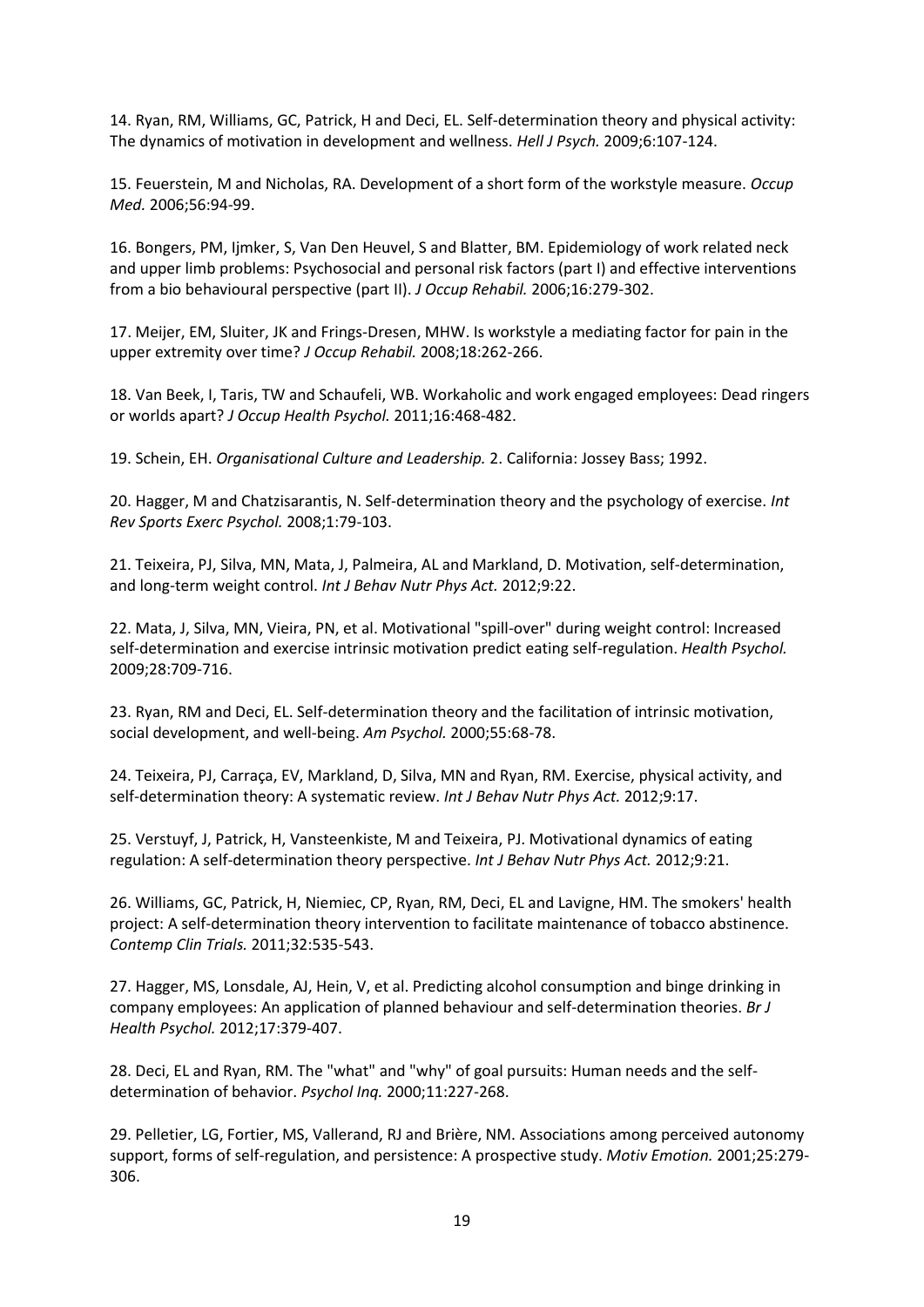14. Ryan, RM, Williams, GC, Patrick, H and Deci, EL. Self-determination theory and physical activity: The dynamics of motivation in development and wellness. *Hell J Psych.* 2009;6:107-124.

15. Feuerstein, M and Nicholas, RA. Development of a short form of the workstyle measure. *Occup Med.* 2006;56:94-99.

16. Bongers, PM, Ijmker, S, Van Den Heuvel, S and Blatter, BM. Epidemiology of work related neck and upper limb problems: Psychosocial and personal risk factors (part I) and effective interventions from a bio behavioural perspective (part II). *J Occup Rehabil.* 2006;16:279-302.

17. Meijer, EM, Sluiter, JK and Frings-Dresen, MHW. Is workstyle a mediating factor for pain in the upper extremity over time? *J Occup Rehabil.* 2008;18:262-266.

18. Van Beek, I, Taris, TW and Schaufeli, WB. Workaholic and work engaged employees: Dead ringers or worlds apart? *J Occup Health Psychol.* 2011;16:468-482.

19. Schein, EH. *Organisational Culture and Leadership.* 2. California: Jossey Bass; 1992.

20. Hagger, M and Chatzisarantis, N. Self-determination theory and the psychology of exercise. *Int Rev Sports Exerc Psychol.* 2008;1:79-103.

21. Teixeira, PJ, Silva, MN, Mata, J, Palmeira, AL and Markland, D. Motivation, self-determination, and long-term weight control. *Int J Behav Nutr Phys Act.* 2012;9:22.

22. Mata, J, Silva, MN, Vieira, PN, et al. Motivational "spill-over" during weight control: Increased self-determination and exercise intrinsic motivation predict eating self-regulation. *Health Psychol.* 2009;28:709-716.

23. Ryan, RM and Deci, EL. Self-determination theory and the facilitation of intrinsic motivation, social development, and well-being. *Am Psychol.* 2000;55:68-78.

24. Teixeira, PJ, Carraça, EV, Markland, D, Silva, MN and Ryan, RM. Exercise, physical activity, and self-determination theory: A systematic review. *Int J Behav Nutr Phys Act.* 2012;9:17.

25. Verstuyf, J, Patrick, H, Vansteenkiste, M and Teixeira, PJ. Motivational dynamics of eating regulation: A self-determination theory perspective. *Int J Behav Nutr Phys Act.* 2012;9:21.

26. Williams, GC, Patrick, H, Niemiec, CP, Ryan, RM, Deci, EL and Lavigne, HM. The smokers' health project: A self-determination theory intervention to facilitate maintenance of tobacco abstinence. *Contemp Clin Trials.* 2011;32:535-543.

27. Hagger, MS, Lonsdale, AJ, Hein, V, et al. Predicting alcohol consumption and binge drinking in company employees: An application of planned behaviour and self-determination theories. *Br J Health Psychol.* 2012;17:379-407.

28. Deci, EL and Ryan, RM. The "what" and "why" of goal pursuits: Human needs and the self-determination of behavior. *Psychol Inq.* 2000;11:227-268.

29. Pelletier, LG, Fortier, MS, Vallerand, RJ and Brière, NM. Associations among perceived autonomy support, forms of self-regulation, and persistence: A prospective study. *Motiv Emotion.* 2001;25:279-306.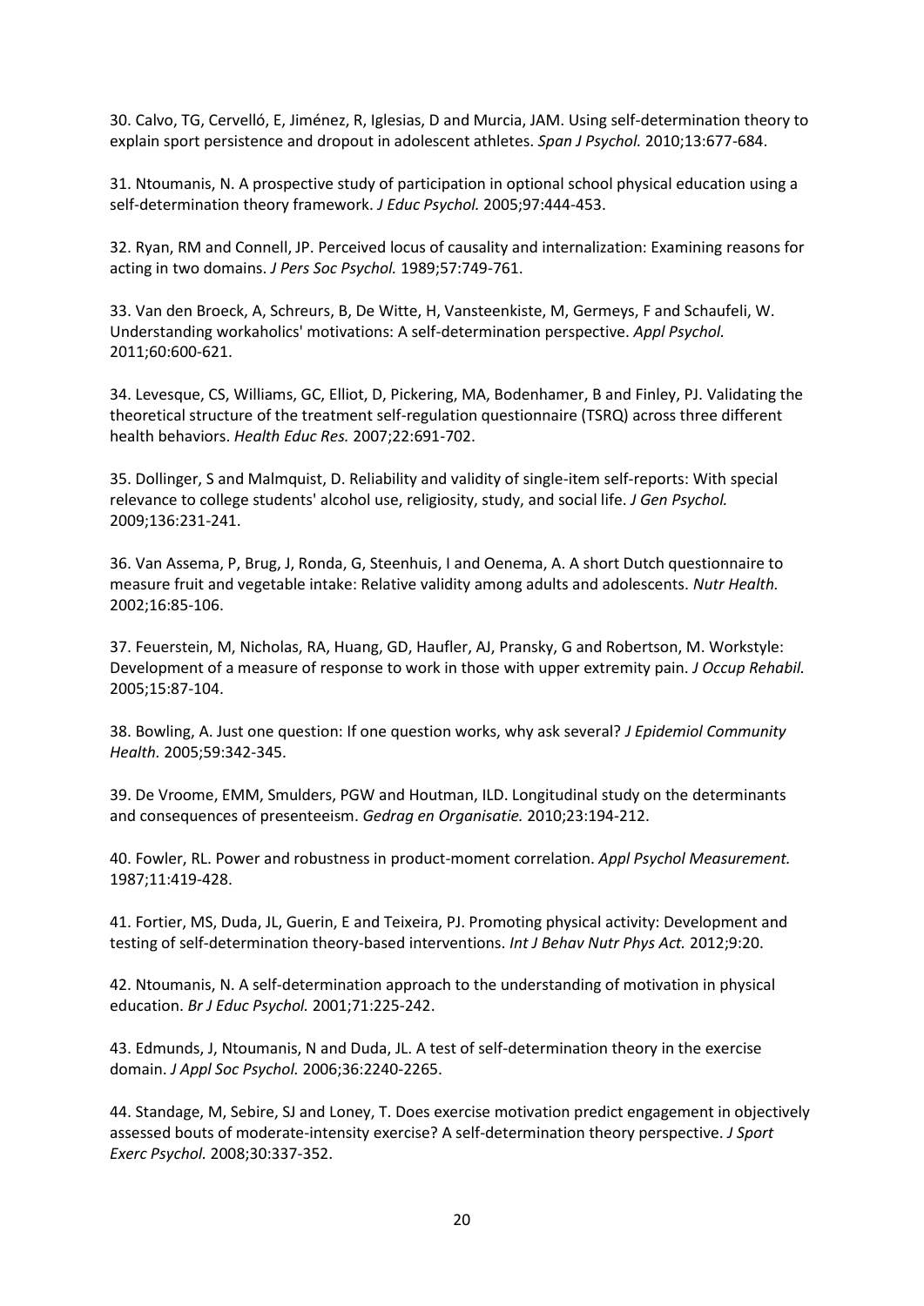30. Calvo, TG, Cervelló, E, Jiménez, R, Iglesias, D and Murcia, JAM. Using self-determination theory to explain sport persistence and dropout in adolescent athletes. *Span J Psychol.* 2010;13:677-684.

31. Ntoumanis, N. A prospective study of participation in optional school physical education using a self-determination theory framework. *J Educ Psychol.* 2005;97:444-453.

32. Ryan, RM and Connell, JP. Perceived locus of causality and internalization: Examining reasons for acting in two domains. *J Pers Soc Psychol.* 1989;57:749-761.

33. Van den Broeck, A, Schreurs, B, De Witte, H, Vansteenkiste, M, Germeys, F and Schaufeli, W. Understanding workaholics' motivations: A self-determination perspective. *Appl Psychol.* 2011;60:600-621.

34. Levesque, CS, Williams, GC, Elliot, D, Pickering, MA, Bodenhamer, B and Finley, PJ. Validating the theoretical structure of the treatment self-regulation questionnaire (TSRQ) across three different health behaviors. *Health Educ Res.* 2007;22:691-702.

35. Dollinger, S and Malmquist, D. Reliability and validity of single-item self-reports: With special relevance to college students' alcohol use, religiosity, study, and social life. *J Gen Psychol.* 2009;136:231-241.

36. Van Assema, P, Brug, J, Ronda, G, Steenhuis, I and Oenema, A. A short Dutch questionnaire to measure fruit and vegetable intake: Relative validity among adults and adolescents. *Nutr Health.* 2002;16:85-106.

37. Feuerstein, M, Nicholas, RA, Huang, GD, Haufler, AJ, Pransky, G and Robertson, M. Workstyle: Development of a measure of response to work in those with upper extremity pain. *J Occup Rehabil.* 2005;15:87-104.

38. Bowling, A. Just one question: If one question works, why ask several? *J Epidemiol Community Health.* 2005;59:342-345.

39. De Vroome, EMM, Smulders, PGW and Houtman, ILD. Longitudinal study on the determinants and consequences of presenteeism. *Gedrag en Organisatie.* 2010;23:194-212.

40. Fowler, RL. Power and robustness in product-moment correlation. *Appl Psychol Measurement.* 1987;11:419-428.

41. Fortier, MS, Duda, JL, Guerin, E and Teixeira, PJ. Promoting physical activity: Development and testing of self-determination theory-based interventions. *Int J Behav Nutr Phys Act.* 2012;9:20.

42. Ntoumanis, N. A self-determination approach to the understanding of motivation in physical education. *Br J Educ Psychol.* 2001;71:225-242.

43. Edmunds, J, Ntoumanis, N and Duda, JL. A test of self-determination theory in the exercise domain. *J Appl Soc Psychol.* 2006;36:2240-2265.

44. Standage, M, Sebire, SJ and Loney, T. Does exercise motivation predict engagement in objectively assessed bouts of moderate-intensity exercise? A self-determination theory perspective. *J Sport Exerc Psychol.* 2008;30:337-352.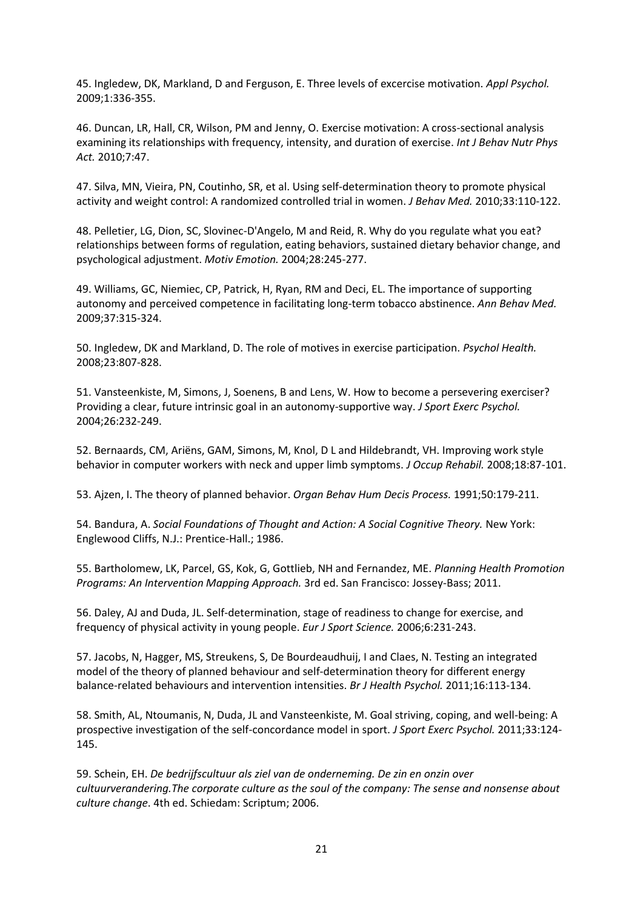45. Ingledew, DK, Markland, D and Ferguson, E. Three levels of excercise motivation. *Appl Psychol.* 2009;1:336-355.

46. Duncan, LR, Hall, CR, Wilson, PM and Jenny, O. Exercise motivation: A cross-sectional analysis examining its relationships with frequency, intensity, and duration of exercise. *Int J Behav Nutr Phys Act.* 2010;7:47.

47. Silva, MN, Vieira, PN, Coutinho, SR, et al. Using self-determination theory to promote physical activity and weight control: A randomized controlled trial in women. *J Behav Med.* 2010;33:110-122.

48. Pelletier, LG, Dion, SC, Slovinec-D'Angelo, M and Reid, R. Why do you regulate what you eat? relationships between forms of regulation, eating behaviors, sustained dietary behavior change, and psychological adjustment. *Motiv Emotion.* 2004;28:245-277.

49. Williams, GC, Niemiec, CP, Patrick, H, Ryan, RM and Deci, EL. The importance of supporting autonomy and perceived competence in facilitating long-term tobacco abstinence. *Ann Behav Med.* 2009;37:315-324.

50. Ingledew, DK and Markland, D. The role of motives in exercise participation. *Psychol Health.* 2008;23:807-828.

51. Vansteenkiste, M, Simons, J, Soenens, B and Lens, W. How to become a persevering exerciser? Providing a clear, future intrinsic goal in an autonomy-supportive way. *J Sport Exerc Psychol.* 2004;26:232-249.

52. Bernaards, CM, Ariëns, GAM, Simons, M, Knol, D L and Hildebrandt, VH. Improving work style behavior in computer workers with neck and upper limb symptoms. *J Occup Rehabil.* 2008;18:87-101.

53. Ajzen, I. The theory of planned behavior. *Organ Behav Hum Decis Process.* 1991;50:179-211.

54. Bandura, A. *Social Foundations of Thought and Action: A Social Cognitive Theory.* New York: Englewood Cliffs, N.J.: Prentice-Hall.; 1986.

55. Bartholomew, LK, Parcel, GS, Kok, G, Gottlieb, NH and Fernandez, ME. *Planning Health Promotion Programs: An Intervention Mapping Approach.* 3rd ed. San Francisco: Jossey-Bass; 2011.

56. Daley, AJ and Duda, JL. Self-determination, stage of readiness to change for exercise, and frequency of physical activity in young people. *Eur J Sport Science.* 2006;6:231-243.

57. Jacobs, N, Hagger, MS, Streukens, S, De Bourdeaudhuij, I and Claes, N. Testing an integrated model of the theory of planned behaviour and self-determination theory for different energy balance-related behaviours and intervention intensities. *Br J Health Psychol.* 2011;16:113-134.

58. Smith, AL, Ntoumanis, N, Duda, JL and Vansteenkiste, M. Goal striving, coping, and well-being: A prospective investigation of the self-concordance model in sport. *J Sport Exerc Psychol.* 2011;33:124-145.

59. Schein, EH. *De bedrijfscultuur als ziel van de onderneming. De zin en onzin over cultuurverandering.The corporate culture as the soul of the company: The sense and nonsense about culture change*. 4th ed. Schiedam: Scriptum; 2006.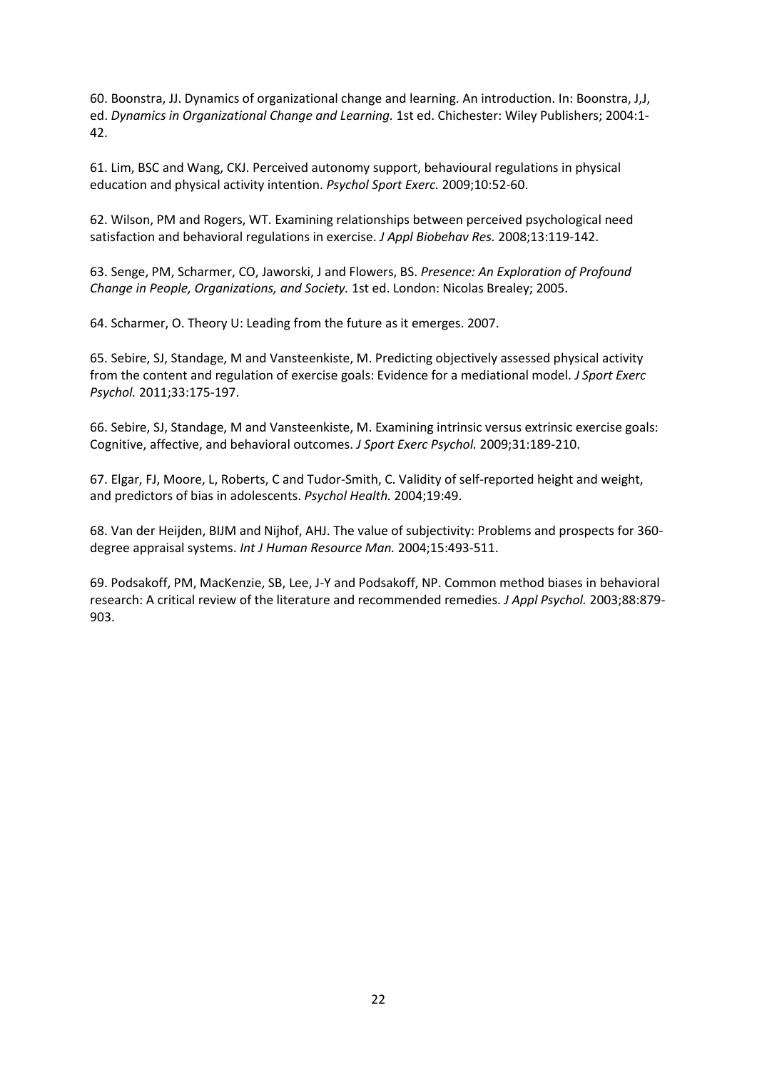60. Boonstra, JJ. Dynamics of organizational change and learning. An introduction. In: Boonstra, J,J, ed. *Dynamics in Organizational Change and Learning.* 1st ed. Chichester: Wiley Publishers; 2004:1-42.

61. Lim, BSC and Wang, CKJ. Perceived autonomy support, behavioural regulations in physical education and physical activity intention. *Psychol Sport Exerc.* 2009;10:52-60.

62. Wilson, PM and Rogers, WT. Examining relationships between perceived psychological need satisfaction and behavioral regulations in exercise. *J Appl Biobehav Res.* 2008;13:119-142.

63. Senge, PM, Scharmer, CO, Jaworski, J and Flowers, BS. *Presence: An Exploration of Profound Change in People, Organizations, and Society.* 1st ed. London: Nicolas Brealey; 2005.

64. Scharmer, O. Theory U: Leading from the future as it emerges. 2007.

65. Sebire, SJ, Standage, M and Vansteenkiste, M. Predicting objectively assessed physical activity from the content and regulation of exercise goals: Evidence for a mediational model. *J Sport Exerc Psychol.* 2011;33:175-197.

66. Sebire, SJ, Standage, M and Vansteenkiste, M. Examining intrinsic versus extrinsic exercise goals: Cognitive, affective, and behavioral outcomes. *J Sport Exerc Psychol.* 2009;31:189-210.

67. Elgar, FJ, Moore, L, Roberts, C and Tudor-Smith, C. Validity of self-reported height and weight, and predictors of bias in adolescents. *Psychol Health.* 2004;19:49.

68. Van der Heijden, BIJM and Nijhof, AHJ. The value of subjectivity: Problems and prospects for 360-degree appraisal systems. *Int J Human Resource Man.* 2004;15:493-511.

69. Podsakoff, PM, MacKenzie, SB, Lee, J-Y and Podsakoff, NP. Common method biases in behavioral research: A critical review of the literature and recommended remedies. *J Appl Psychol.* 2003;88:879-903.